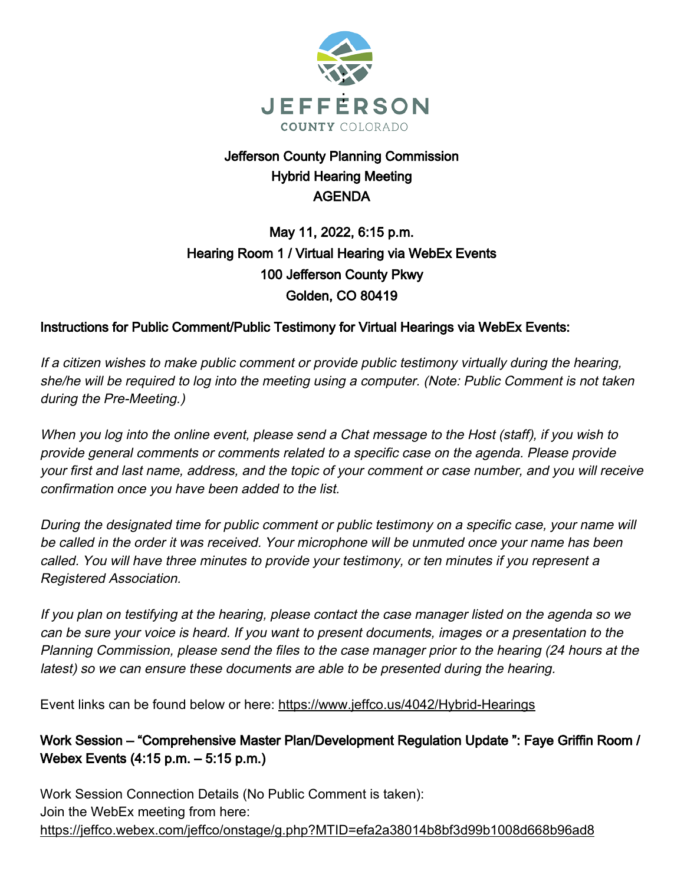JEFFERSON
COUNTY COLORADO

# Jefferson County Planning Commission
# Hybrid Hearing Meeting
# AGENDA

**May 11, 2022, 6:15 p.m.**
**Hearing Room 1 / Virtual Hearing via WebEx Events**
**100 Jefferson County Pkwy**
**Golden, CO 80419**

## Instructions for Public Comment/Public Testimony for Virtual Hearings via WebEx Events:

*If a citizen wishes to make public comment or provide public testimony virtually during the hearing, she/he will be required to log into the meeting using a computer. (Note: Public Comment is not taken during the Pre-Meeting.)*

*When you log into the online event, please send a Chat message to the Host (staff), if you wish to provide general comments or comments related to a specific case on the agenda. Please provide your first and last name, address, and the topic of your comment or case number, and you will receive confirmation once you have been added to the list.*

*During the designated time for public comment or public testimony on a specific case, your name will be called in the order it was received. Your microphone will be unmuted once your name has been called. You will have three minutes to provide your testimony, or ten minutes if you represent a Registered Association.*

*If you plan on testifying at the hearing, please contact the case manager listed on the agenda so we can be sure your voice is heard. If you want to present documents, images or a presentation to the Planning Commission, please send the files to the case manager prior to the hearing (24 hours at the latest) so we can ensure these documents are able to be presented during the hearing.*

Event links can be found below or here: https://www.jeffco.us/4042/Hybrid-Hearings

## Work Session – "Comprehensive Master Plan/Development Regulation Update ": Faye Griffin Room / Webex Events (4:15 p.m. – 5:15 p.m.)

Work Session Connection Details (No Public Comment is taken):
Join the WebEx meeting from here:
https://jeffco.webex.com/jeffco/onstage/g.php?MTID=efa2a38014b8bf3d99b1008d668b96ad8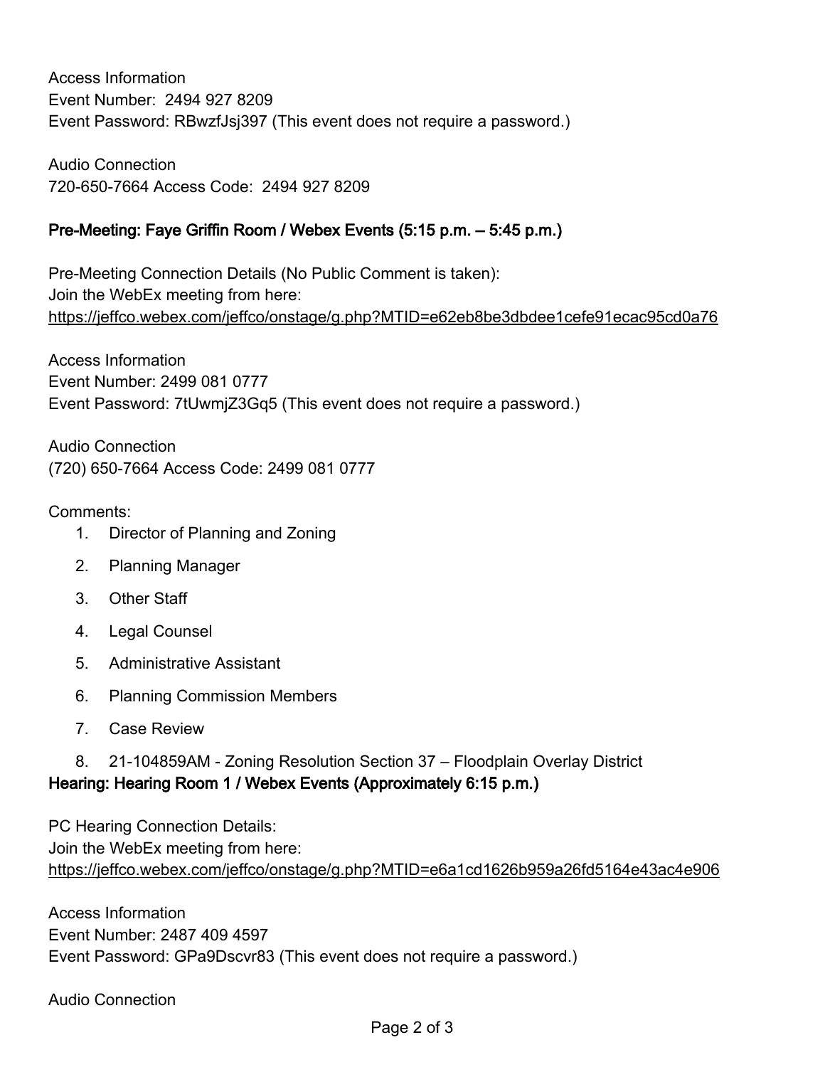Access Information
Event Number: 2494 927 8209
Event Password: RBwzfJsj397 (This event does not require a password.)

Audio Connection
720-650-7664 Access Code: 2494 927 8209

**Pre-Meeting: Faye Griffin Room / Webex Events (5:15 p.m. – 5:45 p.m.)**

Pre-Meeting Connection Details (No Public Comment is taken):
Join the WebEx meeting from here:
https://jeffco.webex.com/jeffco/onstage/g.php?MTID=e62eb8be3dbdee1cefe91ecac95cd0a76

Access Information
Event Number: 2499 081 0777
Event Password: 7tUwmjZ3Gq5 (This event does not require a password.)

Audio Connection
(720) 650-7664 Access Code: 2499 081 0777

Comments:

1. Director of Planning and Zoning
2. Planning Manager
3. Other Staff
4. Legal Counsel
5. Administrative Assistant
6. Planning Commission Members
7. Case Review
8. 21-104859AM - Zoning Resolution Section 37 – Floodplain Overlay District

**Hearing: Hearing Room 1 / Webex Events (Approximately 6:15 p.m.)**

PC Hearing Connection Details:
Join the WebEx meeting from here:
https://jeffco.webex.com/jeffco/onstage/g.php?MTID=e6a1cd1626b959a26fd5164e43ac4e906

Access Information
Event Number: 2487 409 4597
Event Password: GPa9Dscvr83 (This event does not require a password.)

Audio Connection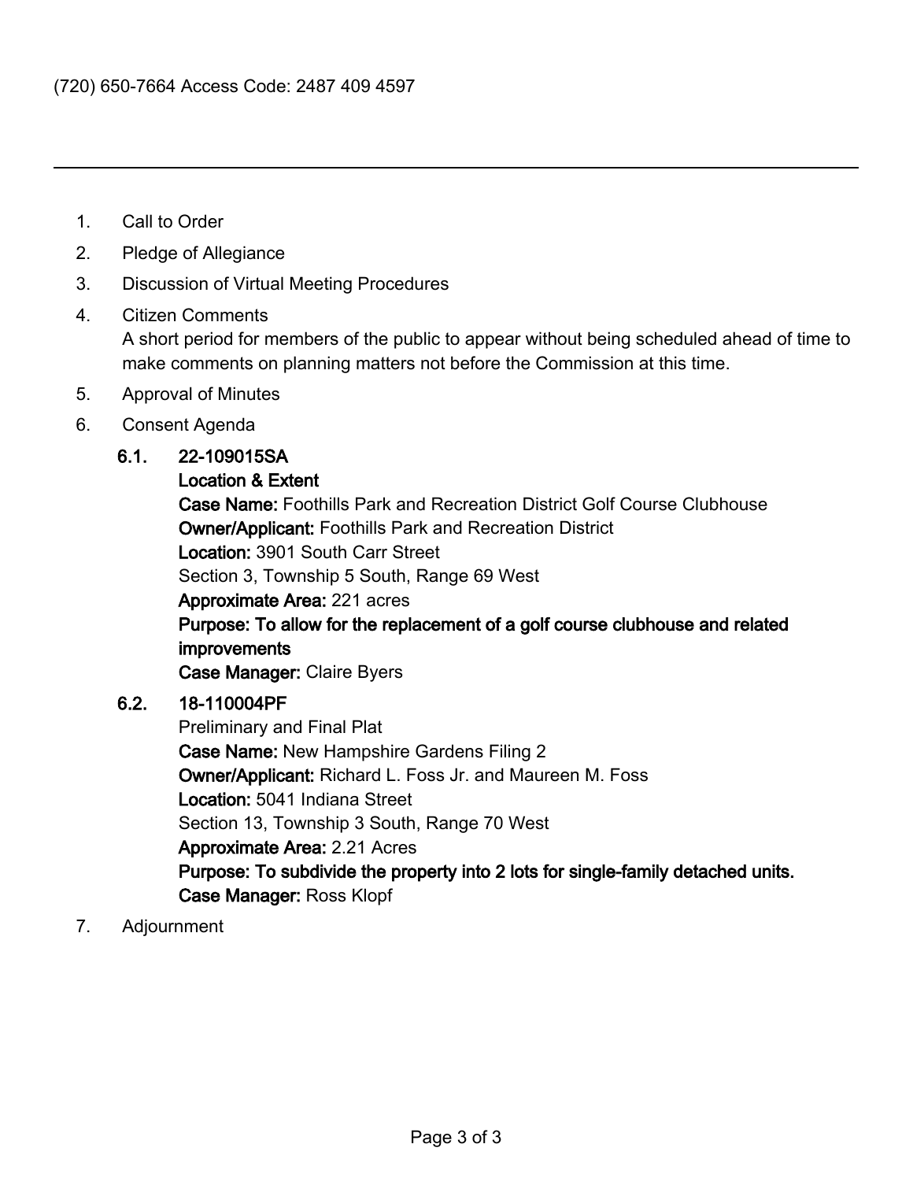(720) 650-7664 Access Code: 2487 409 4597

---

1. Call to Order
2. Pledge of Allegiance
3. Discussion of Virtual Meeting Procedures
4. Citizen Comments
   A short period for members of the public to appear without being scheduled ahead of time to make comments on planning matters not before the Commission at this time.
5. Approval of Minutes
6. Consent Agenda

   **6.1. 22-109015SA**

   **Location & Extent**

   **Case Name:** Foothills Park and Recreation District Golf Course Clubhouse

   **Owner/Applicant:** Foothills Park and Recreation District

   **Location:** 3901 South Carr Street

   Section 3, Township 5 South, Range 69 West

   **Approximate Area:** 221 acres

   **Purpose: To allow for the replacement of a golf course clubhouse and related improvements**

   **Case Manager:** Claire Byers

   **6.2. 18-110004PF**

   Preliminary and Final Plat

   **Case Name:** New Hampshire Gardens Filing 2

   **Owner/Applicant:** Richard L. Foss Jr. and Maureen M. Foss

   **Location:** 5041 Indiana Street

   Section 13, Township 3 South, Range 70 West

   **Approximate Area:** 2.21 Acres

   **Purpose: To subdivide the property into 2 lots for single-family detached units.**

   **Case Manager:** Ross Klopf

7. Adjournment